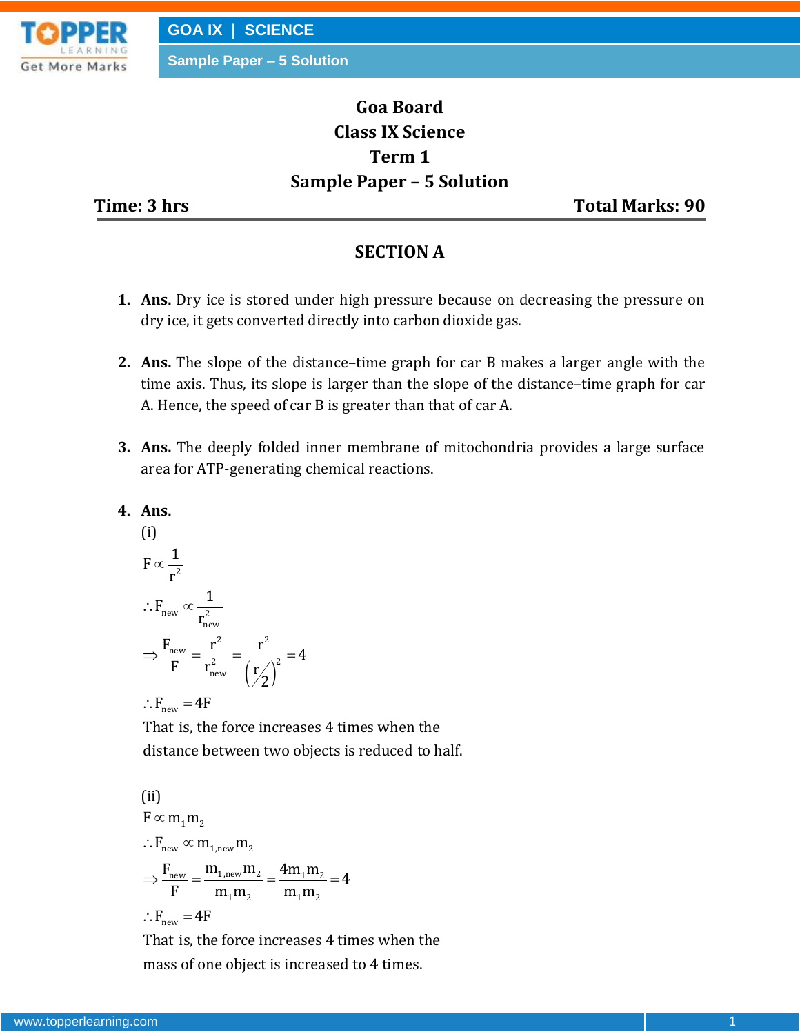# Goa Board
# Class IX Science
# Term 1
# Sample Paper – 5 Solution

**Time: 3 hrs** **Total Marks: 90**

## SECTION A

1. **Ans.** Dry ice is stored under high pressure because on decreasing the pressure on dry ice, it gets converted directly into carbon dioxide gas.

2. **Ans.** The slope of the distance–time graph for car B makes a larger angle with the time axis. Thus, its slope is larger than the slope of the distance–time graph for car A. Hence, the speed of car B is greater than that of car A.

3. **Ans.** The deeply folded inner membrane of mitochondria provides a large surface area for ATP-generating chemical reactions.

4. **Ans.**

(i)

$$F \propto \frac{1}{r^2}$$

$$\therefore F_{new} \propto \frac{1}{r_{new}^2}$$

$$\Rightarrow \frac{F_{new}}{F} = \frac{r^2}{r_{new}^2} = \frac{r^2}{\left(r/2\right)^2} = 4$$

$$\therefore F_{new} = 4F$$

That is, the force increases 4 times when the distance between two objects is reduced to half.

(ii)

$$F \propto m_1 m_2$$

$$\therefore F_{new} \propto m_{1,new} m_2$$

$$\Rightarrow \frac{F_{new}}{F} = \frac{m_{1,new} m_2}{m_1 m_2} = \frac{4 m_1 m_2}{m_1 m_2} = 4$$

$$\therefore F_{new} = 4F$$

That is, the force increases 4 times when the mass of one object is increased to 4 times.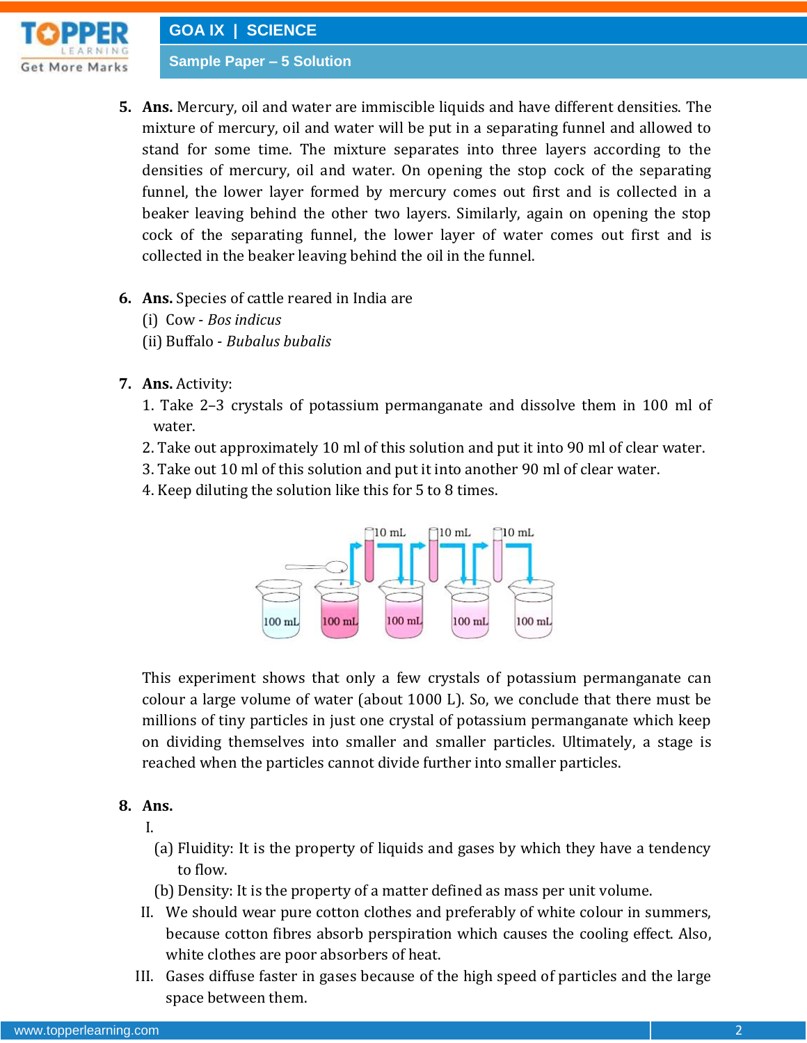**5. Ans.** Mercury, oil and water are immiscible liquids and have different densities. The mixture of mercury, oil and water will be put in a separating funnel and allowed to stand for some time. The mixture separates into three layers according to the densities of mercury, oil and water. On opening the stop cock of the separating funnel, the lower layer formed by mercury comes out first and is collected in a beaker leaving behind the other two layers. Similarly, again on opening the stop cock of the separating funnel, the lower layer of water comes out first and is collected in the beaker leaving behind the oil in the funnel.

**6. Ans.** Species of cattle reared in India are

(i) Cow - *Bos indicus*

(ii) Buffalo - *Bubalus bubalis*

**7. Ans.** Activity:

1. Take 2–3 crystals of potassium permanganate and dissolve them in 100 ml of water.
2. Take out approximately 10 ml of this solution and put it into 90 ml of clear water.
3. Take out 10 ml of this solution and put it into another 90 ml of clear water.
4. Keep diluting the solution like this for 5 to 8 times.

This experiment shows that only a few crystals of potassium permanganate can colour a large volume of water (about 1000 L). So, we conclude that there must be millions of tiny particles in just one crystal of potassium permanganate which keep on dividing themselves into smaller and smaller particles. Ultimately, a stage is reached when the particles cannot divide further into smaller particles.

**8. Ans.**

I.

(a) Fluidity: It is the property of liquids and gases by which they have a tendency to flow.

(b) Density: It is the property of a matter defined as mass per unit volume.

II. We should wear pure cotton clothes and preferably of white colour in summers, because cotton fibres absorb perspiration which causes the cooling effect. Also, white clothes are poor absorbers of heat.

III. Gases diffuse faster in gases because of the high speed of particles and the large space between them.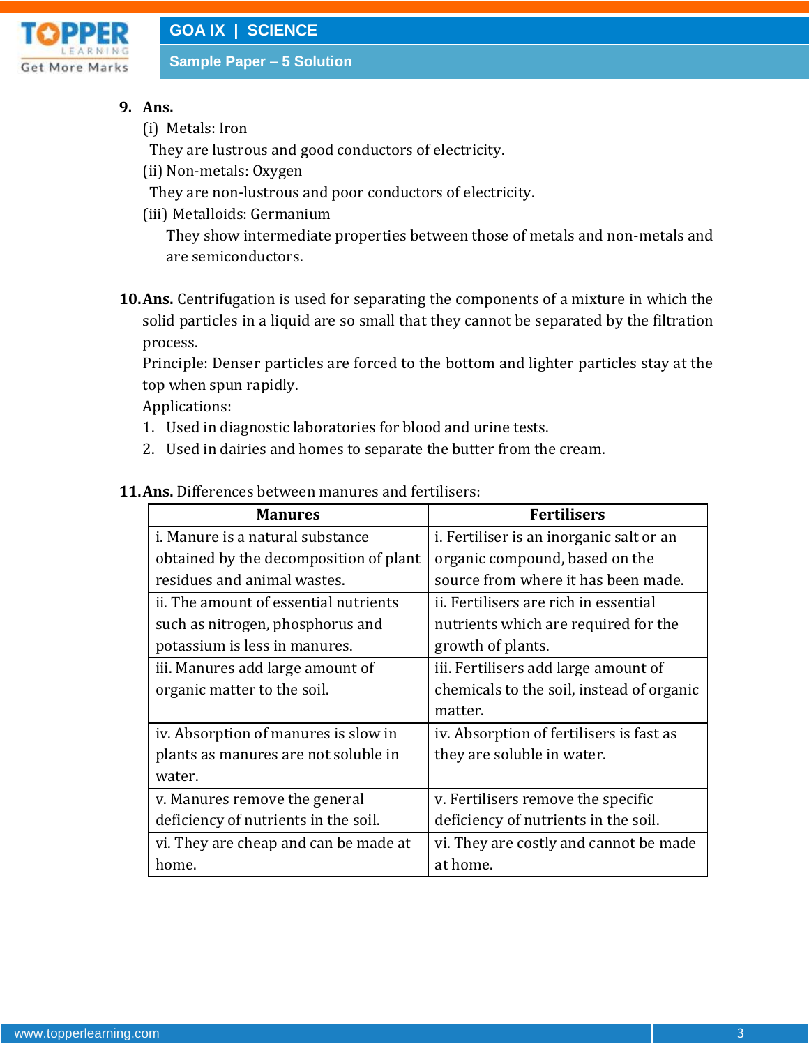**9. Ans.**

(i) Metals: Iron

They are lustrous and good conductors of electricity.

(ii) Non-metals: Oxygen

They are non-lustrous and poor conductors of electricity.

(iii) Metalloids: Germanium

They show intermediate properties between those of metals and non-metals and are semiconductors.

**10. Ans.** Centrifugation is used for separating the components of a mixture in which the solid particles in a liquid are so small that they cannot be separated by the filtration process.

Principle: Denser particles are forced to the bottom and lighter particles stay at the top when spun rapidly.

Applications:

1. Used in diagnostic laboratories for blood and urine tests.
2. Used in dairies and homes to separate the butter from the cream.

**11. Ans.** Differences between manures and fertilisers:

| Manures | Fertilisers |
|---|---|
| i. Manure is a natural substance obtained by the decomposition of plant residues and animal wastes. | i. Fertiliser is an inorganic salt or an organic compound, based on the source from where it has been made. |
| ii. The amount of essential nutrients such as nitrogen, phosphorus and potassium is less in manures. | ii. Fertilisers are rich in essential nutrients which are required for the growth of plants. |
| iii. Manures add large amount of organic matter to the soil. | iii. Fertilisers add large amount of chemicals to the soil, instead of organic matter. |
| iv. Absorption of manures is slow in plants as manures are not soluble in water. | iv. Absorption of fertilisers is fast as they are soluble in water. |
| v. Manures remove the general deficiency of nutrients in the soil. | v. Fertilisers remove the specific deficiency of nutrients in the soil. |
| vi. They are cheap and can be made at home. | vi. They are costly and cannot be made at home. |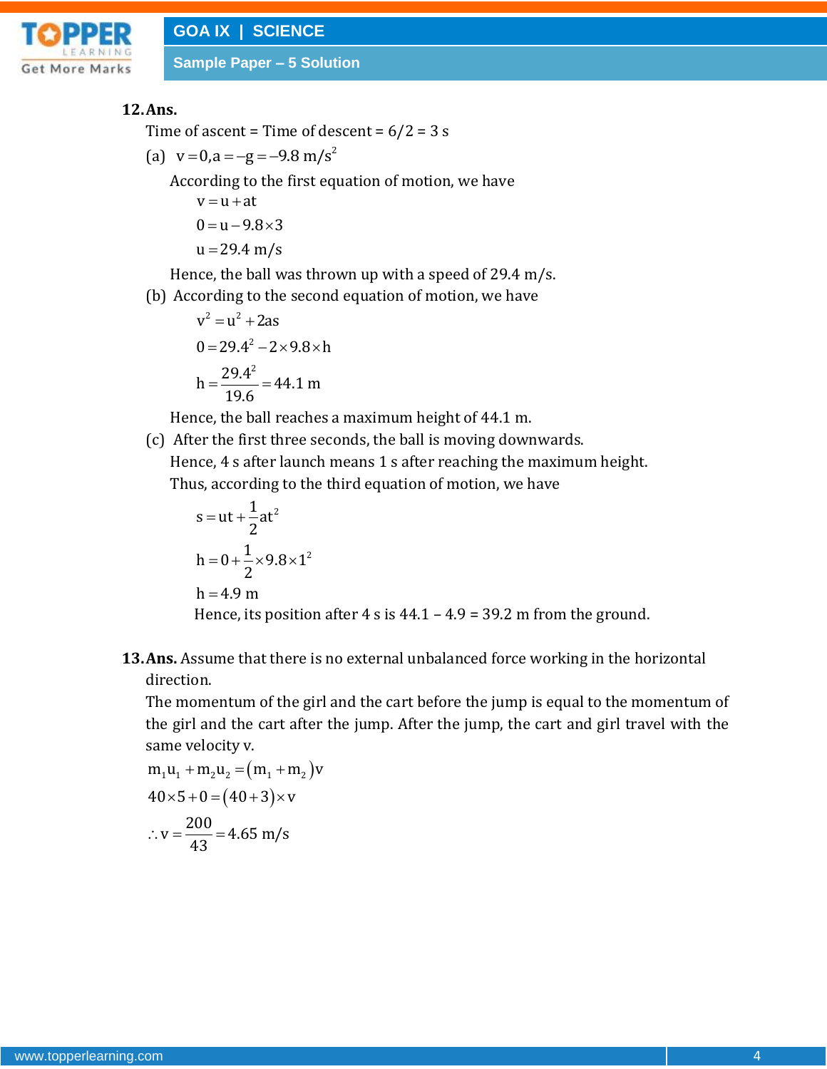**12. Ans.**

Time of ascent = Time of descent = 6/2 = 3 s

(a) $v = 0, a = -g = -9.8\ m/s^2$

According to the first equation of motion, we have

$$v = u + at$$

$$0 = u - 9.8 \times 3$$

$$u = 29.4\ m/s$$

Hence, the ball was thrown up with a speed of 29.4 m/s.

(b) According to the second equation of motion, we have

$$v^2 = u^2 + 2as$$

$$0 = 29.4^2 - 2 \times 9.8 \times h$$

$$h = \frac{29.4^2}{19.6} = 44.1\ m$$

Hence, the ball reaches a maximum height of 44.1 m.

(c) After the first three seconds, the ball is moving downwards.

Hence, 4 s after launch means 1 s after reaching the maximum height.

Thus, according to the third equation of motion, we have

$$s = ut + \frac{1}{2}at^2$$

$$h = 0 + \frac{1}{2} \times 9.8 \times 1^2$$

$$h = 4.9\ m$$

Hence, its position after 4 s is 44.1 – 4.9 = 39.2 m from the ground.

**13. Ans.** Assume that there is no external unbalanced force working in the horizontal direction.

The momentum of the girl and the cart before the jump is equal to the momentum of the girl and the cart after the jump. After the jump, the cart and girl travel with the same velocity v.

$$m_1u_1 + m_2u_2 = (m_1 + m_2)v$$

$$40 \times 5 + 0 = (40 + 3) \times v$$

$$\therefore v = \frac{200}{43} = 4.65\ m/s$$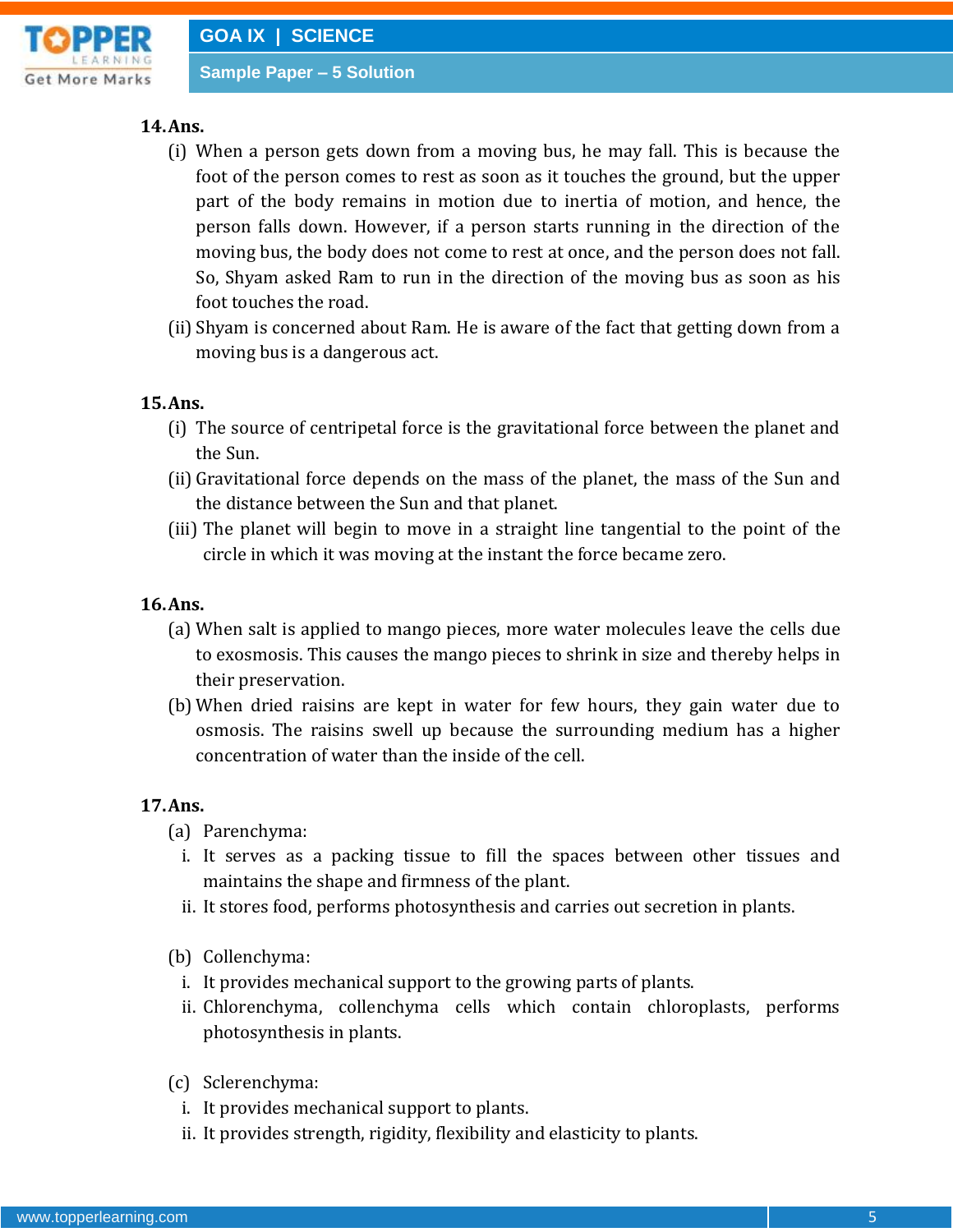**14. Ans.**

(i) When a person gets down from a moving bus, he may fall. This is because the foot of the person comes to rest as soon as it touches the ground, but the upper part of the body remains in motion due to inertia of motion, and hence, the person falls down. However, if a person starts running in the direction of the moving bus, the body does not come to rest at once, and the person does not fall. So, Shyam asked Ram to run in the direction of the moving bus as soon as his foot touches the road.

(ii) Shyam is concerned about Ram. He is aware of the fact that getting down from a moving bus is a dangerous act.

**15. Ans.**

(i) The source of centripetal force is the gravitational force between the planet and the Sun.

(ii) Gravitational force depends on the mass of the planet, the mass of the Sun and the distance between the Sun and that planet.

(iii) The planet will begin to move in a straight line tangential to the point of the circle in which it was moving at the instant the force became zero.

**16. Ans.**

(a) When salt is applied to mango pieces, more water molecules leave the cells due to exosmosis. This causes the mango pieces to shrink in size and thereby helps in their preservation.

(b) When dried raisins are kept in water for few hours, they gain water due to osmosis. The raisins swell up because the surrounding medium has a higher concentration of water than the inside of the cell.

**17. Ans.**

(a) Parenchyma:

i. It serves as a packing tissue to fill the spaces between other tissues and maintains the shape and firmness of the plant.
ii. It stores food, performs photosynthesis and carries out secretion in plants.

(b) Collenchyma:

i. It provides mechanical support to the growing parts of plants.
ii. Chlorenchyma, collenchyma cells which contain chloroplasts, performs photosynthesis in plants.

(c) Sclerenchyma:

i. It provides mechanical support to plants.
ii. It provides strength, rigidity, flexibility and elasticity to plants.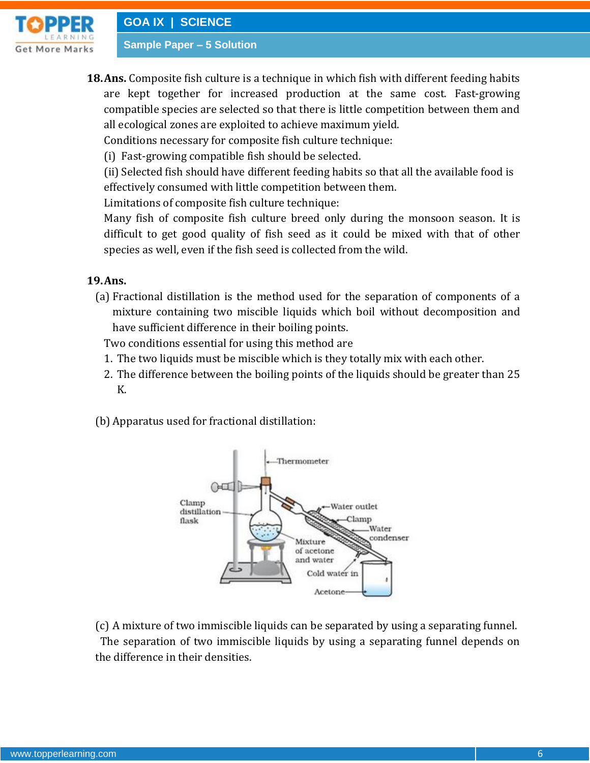**18. Ans.** Composite fish culture is a technique in which fish with different feeding habits are kept together for increased production at the same cost. Fast-growing compatible species are selected so that there is little competition between them and all ecological zones are exploited to achieve maximum yield.

Conditions necessary for composite fish culture technique:

(i) Fast-growing compatible fish should be selected.

(ii) Selected fish should have different feeding habits so that all the available food is effectively consumed with little competition between them.

Limitations of composite fish culture technique:

Many fish of composite fish culture breed only during the monsoon season. It is difficult to get good quality of fish seed as it could be mixed with that of other species as well, even if the fish seed is collected from the wild.

**19. Ans.**

(a) Fractional distillation is the method used for the separation of components of a mixture containing two miscible liquids which boil without decomposition and have sufficient difference in their boiling points.

Two conditions essential for using this method are

1. The two liquids must be miscible which is they totally mix with each other.
2. The difference between the boiling points of the liquids should be greater than 25 K.

(b) Apparatus used for fractional distillation:

(c) A mixture of two immiscible liquids can be separated by using a separating funnel. The separation of two immiscible liquids by using a separating funnel depends on the difference in their densities.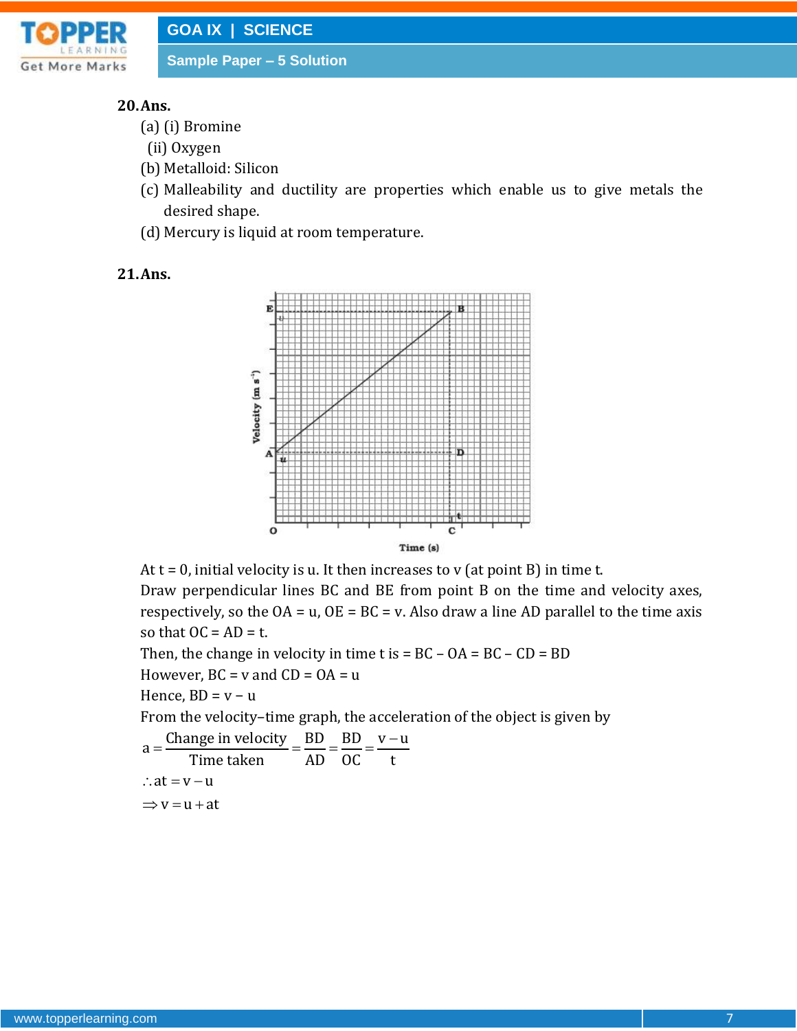**20. Ans.**

(a) (i) Bromine

(ii) Oxygen

(b) Metalloid: Silicon

(c) Malleability and ductility are properties which enable us to give metals the desired shape.

(d) Mercury is liquid at room temperature.

**21. Ans.**

At t = 0, initial velocity is u. It then increases to v (at point B) in time t.

Draw perpendicular lines BC and BE from point B on the time and velocity axes, respectively, so the OA = u, OE = BC = v. Also draw a line AD parallel to the time axis so that OC = AD = t.

Then, the change in velocity in time t is = BC – OA = BC – CD = BD

However, BC = v and CD = OA = u

Hence, BD = v – u

From the velocity–time graph, the acceleration of the object is given by

$$a = \frac{\text{Change in velocity}}{\text{Time taken}} = \frac{BD}{AD} = \frac{BD}{OC} = \frac{v-u}{t}$$

$$\therefore at = v - u$$

$$\Rightarrow v = u + at$$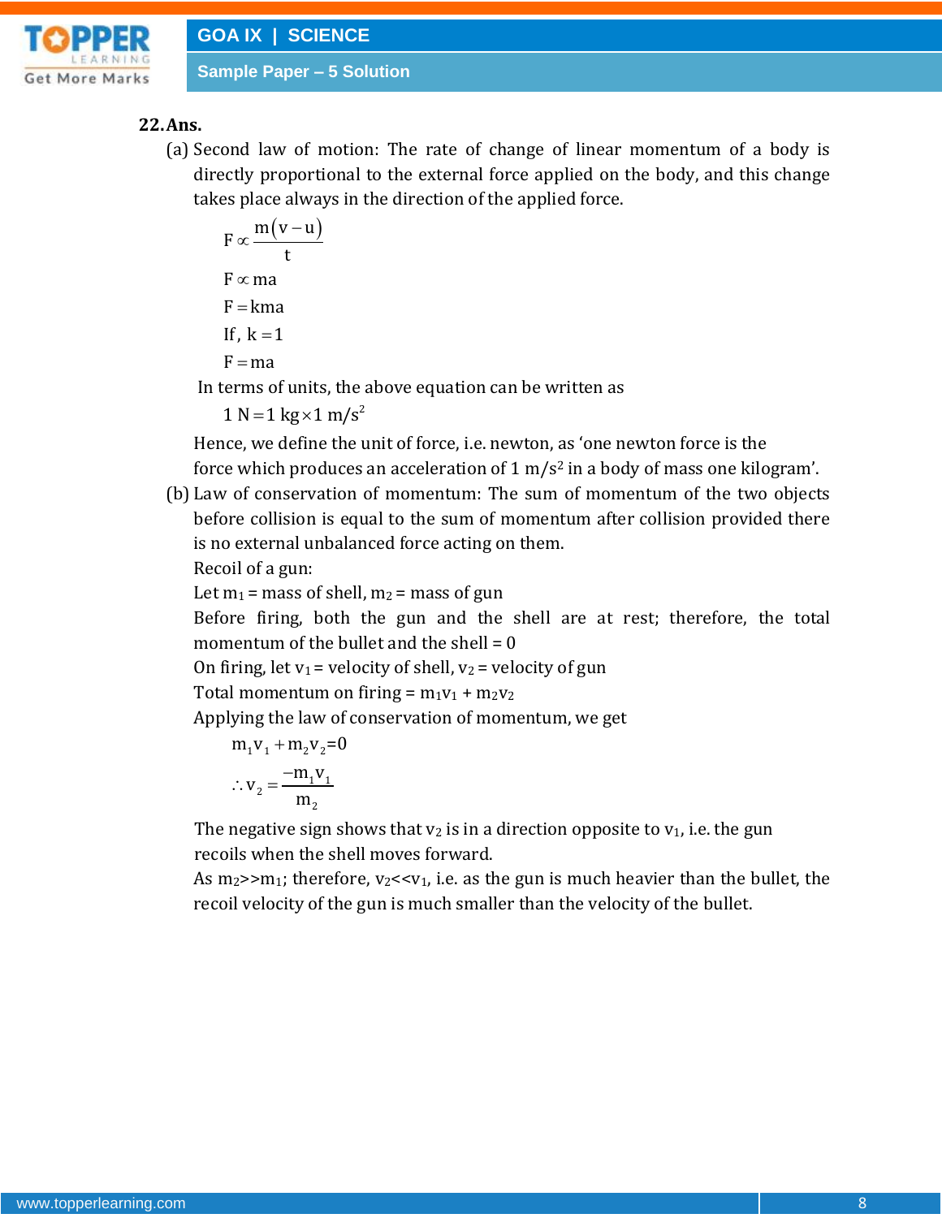**22. Ans.**

(a) Second law of motion: The rate of change of linear momentum of a body is directly proportional to the external force applied on the body, and this change takes place always in the direction of the applied force.

$$F \propto \frac{m(v-u)}{t}$$

$$F \propto ma$$

$$F = kma$$

$$\text{If, } k = 1$$

$$F = ma$$

In terms of units, the above equation can be written as

$$1 \text{ N} = 1 \text{ kg} \times 1 \text{ m/s}^2$$

Hence, we define the unit of force, i.e. newton, as 'one newton force is the force which produces an acceleration of 1 $m/s^2$ in a body of mass one kilogram'.

(b) Law of conservation of momentum: The sum of momentum of the two objects before collision is equal to the sum of momentum after collision provided there is no external unbalanced force acting on them.

Recoil of a gun:

Let $m_1$ = mass of shell, $m_2$ = mass of gun

Before firing, both the gun and the shell are at rest; therefore, the total momentum of the bullet and the shell = 0

On firing, let $v_1$ = velocity of shell, $v_2$ = velocity of gun

Total momentum on firing = $m_1v_1 + m_2v_2$

Applying the law of conservation of momentum, we get

$$m_1v_1 + m_2v_2 = 0$$

$$\therefore v_2 = \frac{-m_1v_1}{m_2}$$

The negative sign shows that $v_2$ is in a direction opposite to $v_1$, i.e. the gun recoils when the shell moves forward.

As $m_2 >> m_1$; therefore, $v_2 << v_1$, i.e. as the gun is much heavier than the bullet, the recoil velocity of the gun is much smaller than the velocity of the bullet.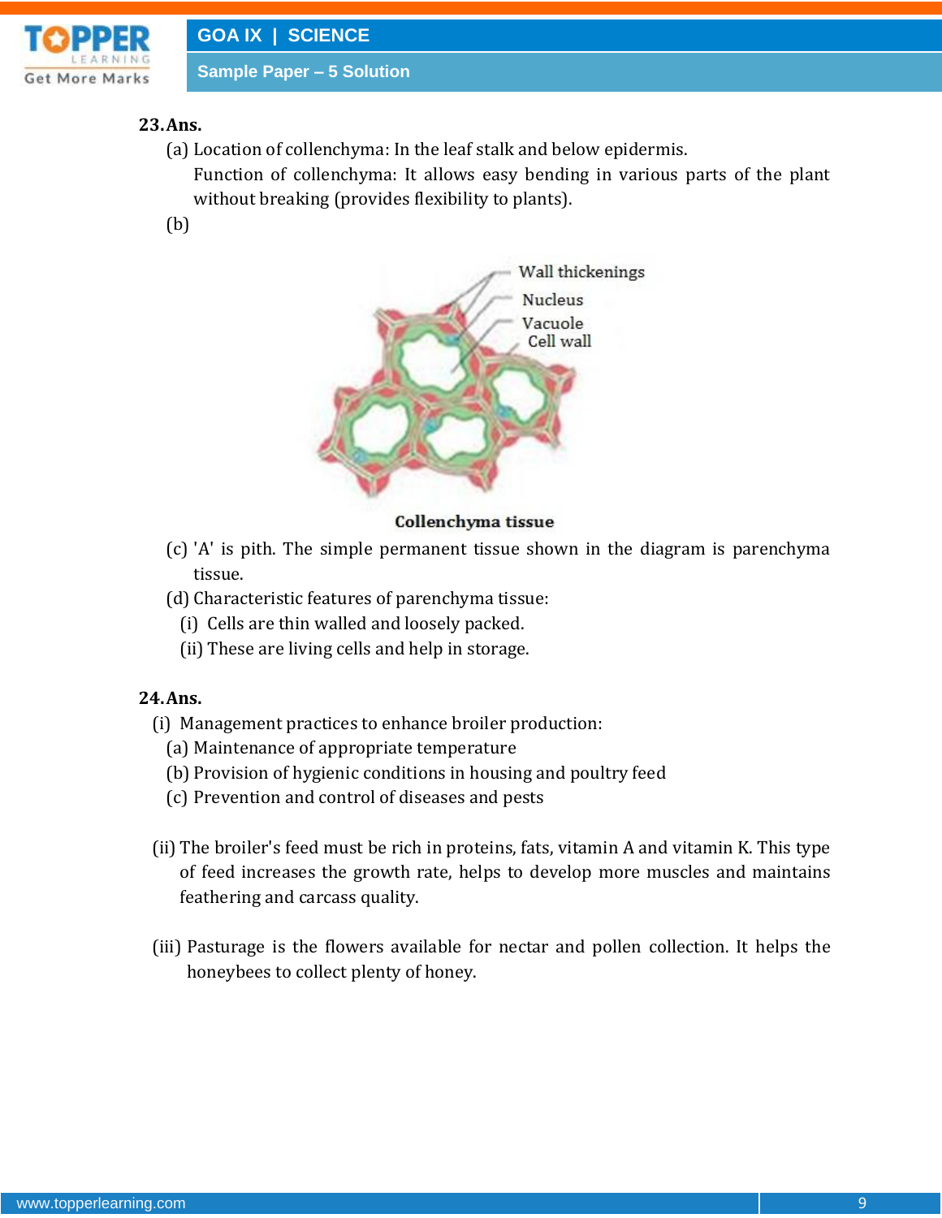**23. Ans.**

(a) Location of collenchyma: In the leaf stalk and below epidermis.

Function of collenchyma: It allows easy bending in various parts of the plant without breaking (provides flexibility to plants).

(b)

Wall thickenings
Nucleus
Vacuole
Cell wall

**Collenchyma tissue**

(c) 'A' is pith. The simple permanent tissue shown in the diagram is parenchyma tissue.

(d) Characteristic features of parenchyma tissue:

(i) Cells are thin walled and loosely packed.

(ii) These are living cells and help in storage.

**24. Ans.**

(i) Management practices to enhance broiler production:

(a) Maintenance of appropriate temperature

(b) Provision of hygienic conditions in housing and poultry feed

(c) Prevention and control of diseases and pests

(ii) The broiler's feed must be rich in proteins, fats, vitamin A and vitamin K. This type of feed increases the growth rate, helps to develop more muscles and maintains feathering and carcass quality.

(iii) Pasturage is the flowers available for nectar and pollen collection. It helps the honeybees to collect plenty of honey.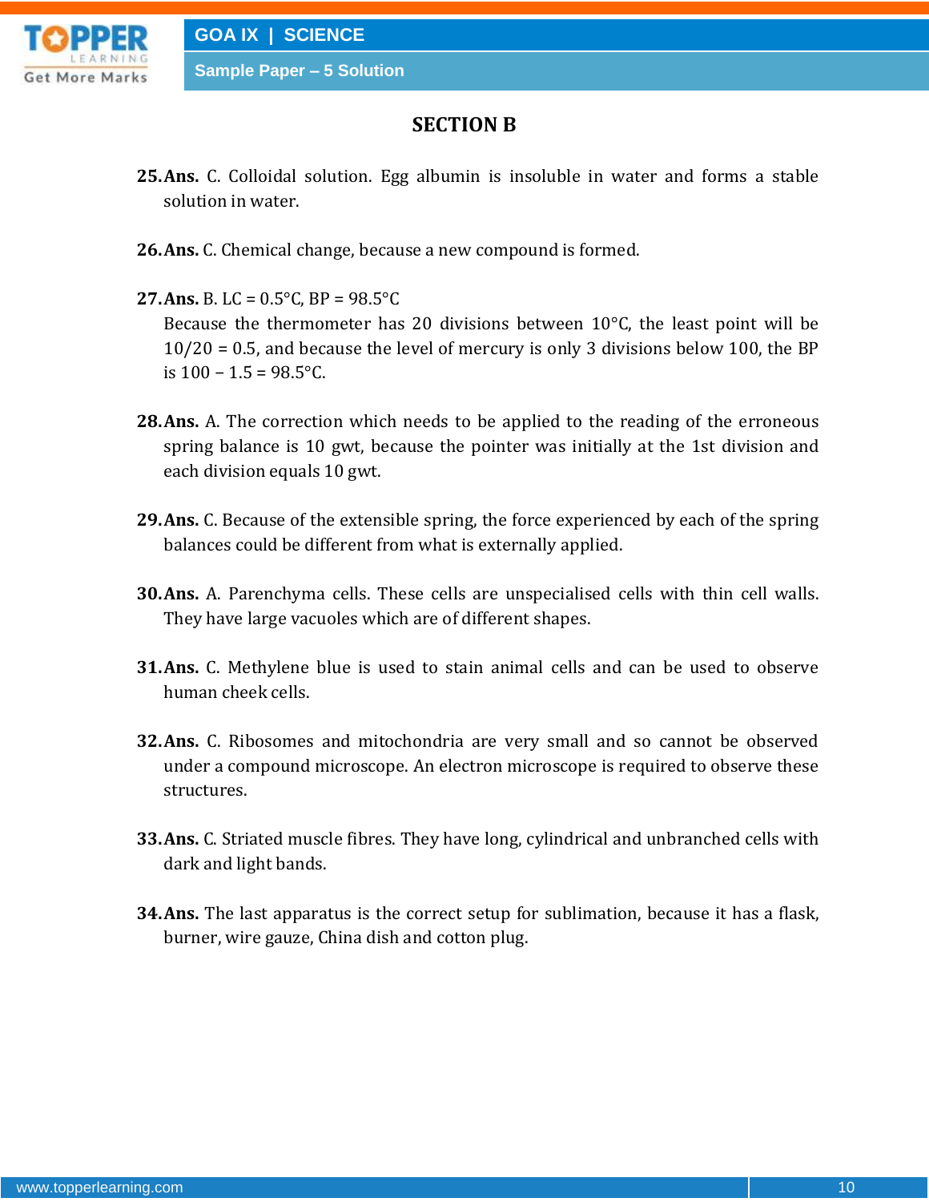## SECTION B

**25. Ans.** C. Colloidal solution. Egg albumin is insoluble in water and forms a stable solution in water.

**26. Ans.** C. Chemical change, because a new compound is formed.

**27. Ans.** B. LC = 0.5°C, BP = 98.5°C
Because the thermometer has 20 divisions between 10°C, the least point will be 10/20 = 0.5, and because the level of mercury is only 3 divisions below 100, the BP is 100 – 1.5 = 98.5°C.

**28. Ans.** A. The correction which needs to be applied to the reading of the erroneous spring balance is 10 gwt, because the pointer was initially at the 1st division and each division equals 10 gwt.

**29. Ans.** C. Because of the extensible spring, the force experienced by each of the spring balances could be different from what is externally applied.

**30. Ans.** A. Parenchyma cells. These cells are unspecialised cells with thin cell walls. They have large vacuoles which are of different shapes.

**31. Ans.** C. Methylene blue is used to stain animal cells and can be used to observe human cheek cells.

**32. Ans.** C. Ribosomes and mitochondria are very small and so cannot be observed under a compound microscope. An electron microscope is required to observe these structures.

**33. Ans.** C. Striated muscle fibres. They have long, cylindrical and unbranched cells with dark and light bands.

**34. Ans.** The last apparatus is the correct setup for sublimation, because it has a flask, burner, wire gauze, China dish and cotton plug.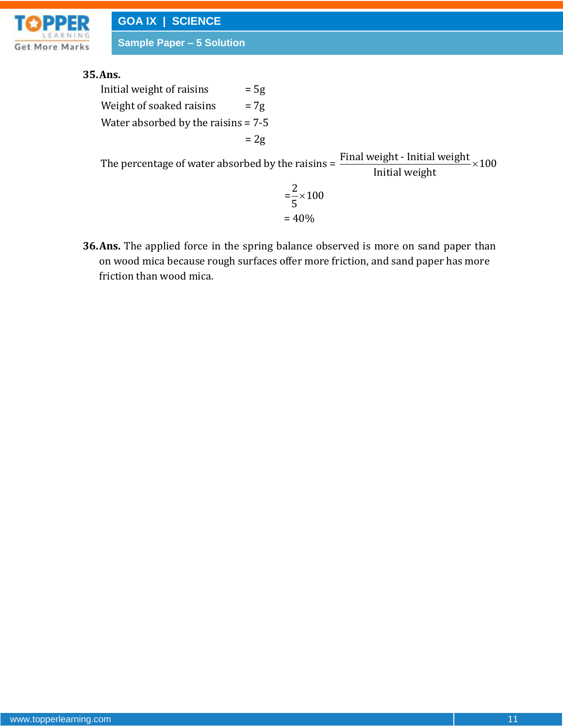**35. Ans.**

Initial weight of raisins = 5g

Weight of soaked raisins = 7g

Water absorbed by the raisins = 7-5

= 2g

The percentage of water absorbed by the raisins = $\frac{\text{Final weight - Initial weight}}{\text{Initial weight}} \times 100$

$= \frac{2}{5} \times 100$

= 40%

**36. Ans.** The applied force in the spring balance observed is more on sand paper than on wood mica because rough surfaces offer more friction, and sand paper has more friction than wood mica.